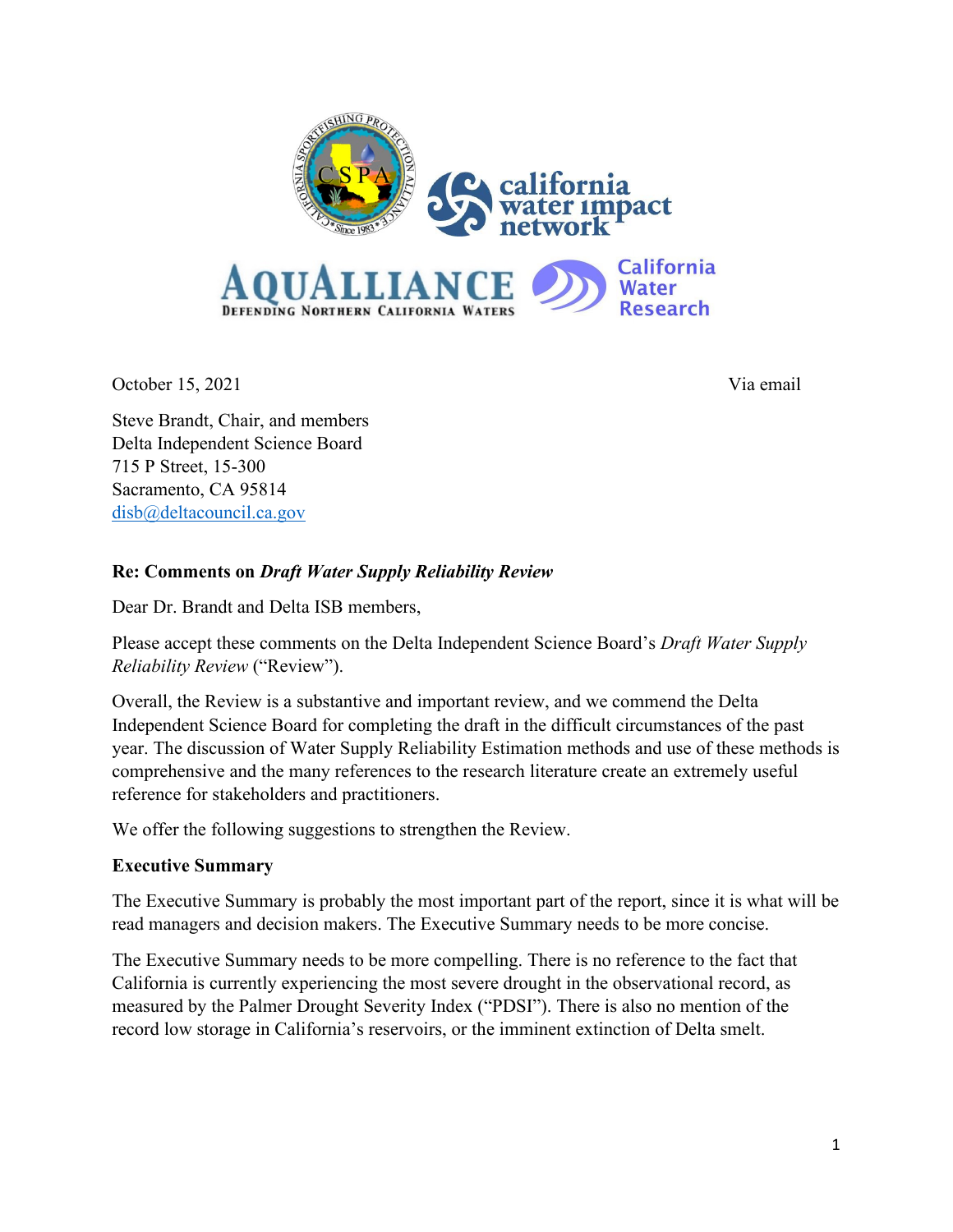October 15, 2021 Via email

Steve Brandt, Chair, and members
Delta Independent Science Board
715 P Street, 15-300
Sacramento, CA 95814
disb@deltacouncil.ca.gov

**Re: Comments on *Draft Water Supply Reliability Review***

Dear Dr. Brandt and Delta ISB members,

Please accept these comments on the Delta Independent Science Board's *Draft Water Supply Reliability Review* ("Review").

Overall, the Review is a substantive and important review, and we commend the Delta Independent Science Board for completing the draft in the difficult circumstances of the past year. The discussion of Water Supply Reliability Estimation methods and use of these methods is comprehensive and the many references to the research literature create an extremely useful reference for stakeholders and practitioners.

We offer the following suggestions to strengthen the Review.

**Executive Summary**

The Executive Summary is probably the most important part of the report, since it is what will be read managers and decision makers. The Executive Summary needs to be more concise.

The Executive Summary needs to be more compelling. There is no reference to the fact that California is currently experiencing the most severe drought in the observational record, as measured by the Palmer Drought Severity Index ("PDSI"). There is also no mention of the record low storage in California's reservoirs, or the imminent extinction of Delta smelt.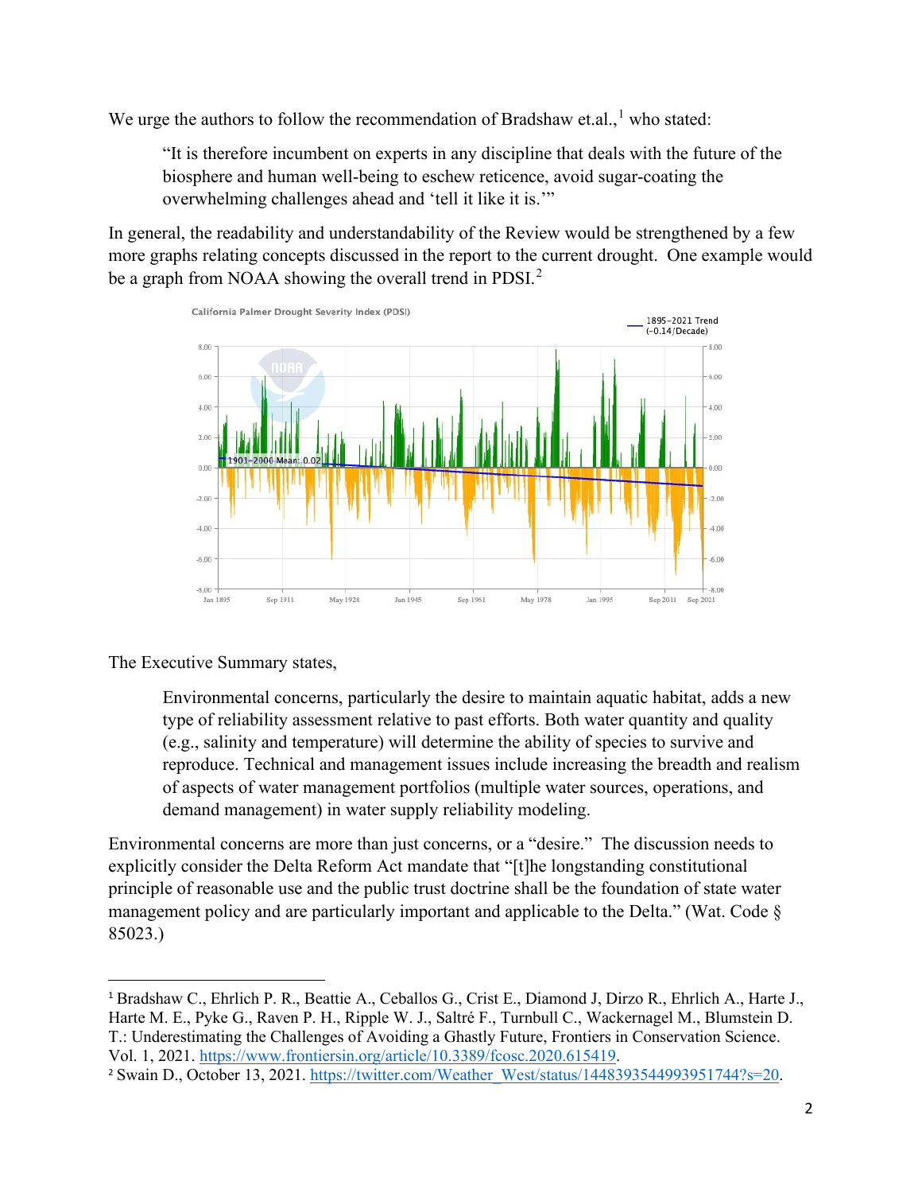We urge the authors to follow the recommendation of Bradshaw et.al.,[1] who stated:

> "It is therefore incumbent on experts in any discipline that deals with the future of the biosphere and human well-being to eschew reticence, avoid sugar-coating the overwhelming challenges ahead and 'tell it like it is.'"

In general, the readability and understandability of the Review would be strengthened by a few more graphs relating concepts discussed in the report to the current drought. One example would be a graph from NOAA showing the overall trend in PDSI.[2]

The Executive Summary states,

> Environmental concerns, particularly the desire to maintain aquatic habitat, adds a new type of reliability assessment relative to past efforts. Both water quantity and quality (e.g., salinity and temperature) will determine the ability of species to survive and reproduce. Technical and management issues include increasing the breadth and realism of aspects of water management portfolios (multiple water sources, operations, and demand management) in water supply reliability modeling.

Environmental concerns are more than just concerns, or a "desire." The discussion needs to explicitly consider the Delta Reform Act mandate that "[t]he longstanding constitutional principle of reasonable use and the public trust doctrine shall be the foundation of state water management policy and are particularly important and applicable to the Delta." (Wat. Code § 85023.)

---

[1] Bradshaw C., Ehrlich P. R., Beattie A., Ceballos G., Crist E., Diamond J, Dirzo R., Ehrlich A., Harte J., Harte M. E., Pyke G., Raven P. H., Ripple W. J., Saltré F., Turnbull C., Wackernagel M., Blumstein D. T.: Underestimating the Challenges of Avoiding a Ghastly Future, Frontiers in Conservation Science. Vol. 1, 2021. https://www.frontiersin.org/article/10.3389/fcosc.2020.615419.

[2] Swain D., October 13, 2021. https://twitter.com/Weather_West/status/1448393544993951744?s=20.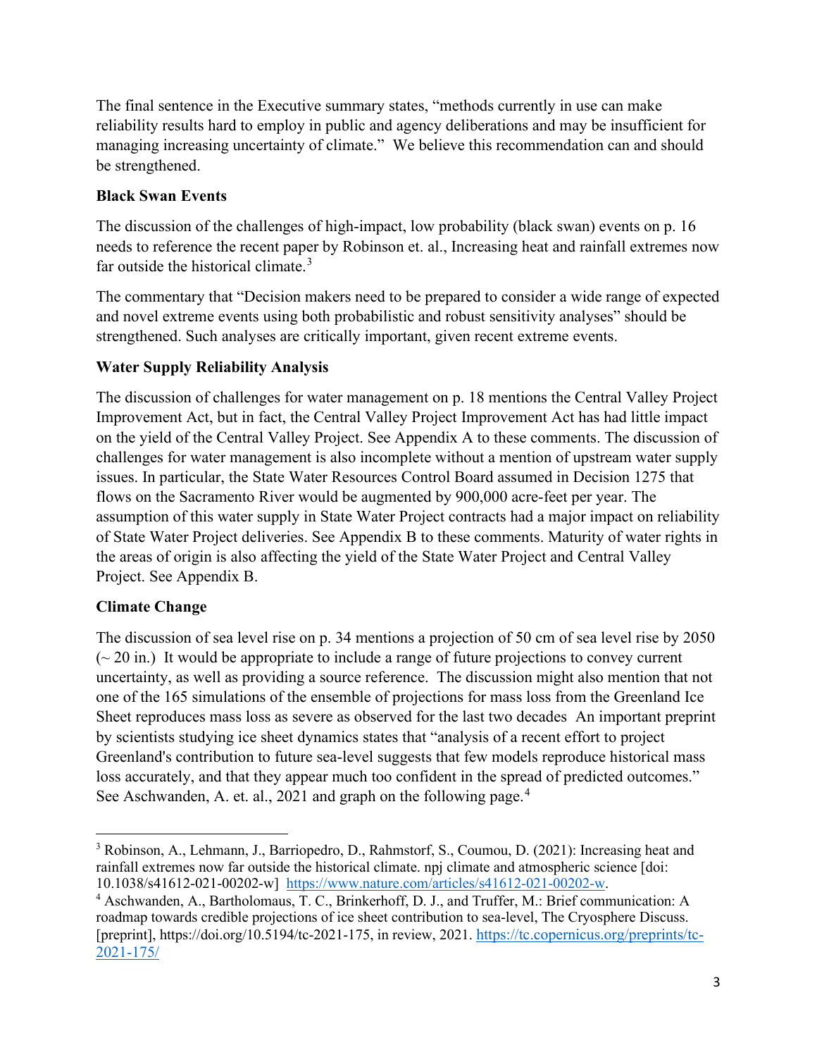The final sentence in the Executive summary states, "methods currently in use can make reliability results hard to employ in public and agency deliberations and may be insufficient for managing increasing uncertainty of climate." We believe this recommendation can and should be strengthened.

**Black Swan Events**

The discussion of the challenges of high-impact, low probability (black swan) events on p. 16 needs to reference the recent paper by Robinson et. al., Increasing heat and rainfall extremes now far outside the historical climate.[3]

The commentary that "Decision makers need to be prepared to consider a wide range of expected and novel extreme events using both probabilistic and robust sensitivity analyses" should be strengthened. Such analyses are critically important, given recent extreme events.

**Water Supply Reliability Analysis**

The discussion of challenges for water management on p. 18 mentions the Central Valley Project Improvement Act, but in fact, the Central Valley Project Improvement Act has had little impact on the yield of the Central Valley Project. See Appendix A to these comments. The discussion of challenges for water management is also incomplete without a mention of upstream water supply issues. In particular, the State Water Resources Control Board assumed in Decision 1275 that flows on the Sacramento River would be augmented by 900,000 acre-feet per year. The assumption of this water supply in State Water Project contracts had a major impact on reliability of State Water Project deliveries. See Appendix B to these comments. Maturity of water rights in the areas of origin is also affecting the yield of the State Water Project and Central Valley Project. See Appendix B.

**Climate Change**

The discussion of sea level rise on p. 34 mentions a projection of 50 cm of sea level rise by 2050 (~ 20 in.) It would be appropriate to include a range of future projections to convey current uncertainty, as well as providing a source reference. The discussion might also mention that not one of the 165 simulations of the ensemble of projections for mass loss from the Greenland Ice Sheet reproduces mass loss as severe as observed for the last two decades An important preprint by scientists studying ice sheet dynamics states that "analysis of a recent effort to project Greenland's contribution to future sea-level suggests that few models reproduce historical mass loss accurately, and that they appear much too confident in the spread of predicted outcomes." See Aschwanden, A. et. al., 2021 and graph on the following page.[4]

---

[3] Robinson, A., Lehmann, J., Barriopedro, D., Rahmstorf, S., Coumou, D. (2021): Increasing heat and rainfall extremes now far outside the historical climate. npj climate and atmospheric science [doi: 10.1038/s41612-021-00202-w] https://www.nature.com/articles/s41612-021-00202-w.

[4] Aschwanden, A., Bartholomaus, T. C., Brinkerhoff, D. J., and Truffer, M.: Brief communication: A roadmap towards credible projections of ice sheet contribution to sea-level, The Cryosphere Discuss. [preprint], https://doi.org/10.5194/tc-2021-175, in review, 2021. https://tc.copernicus.org/preprints/tc-2021-175/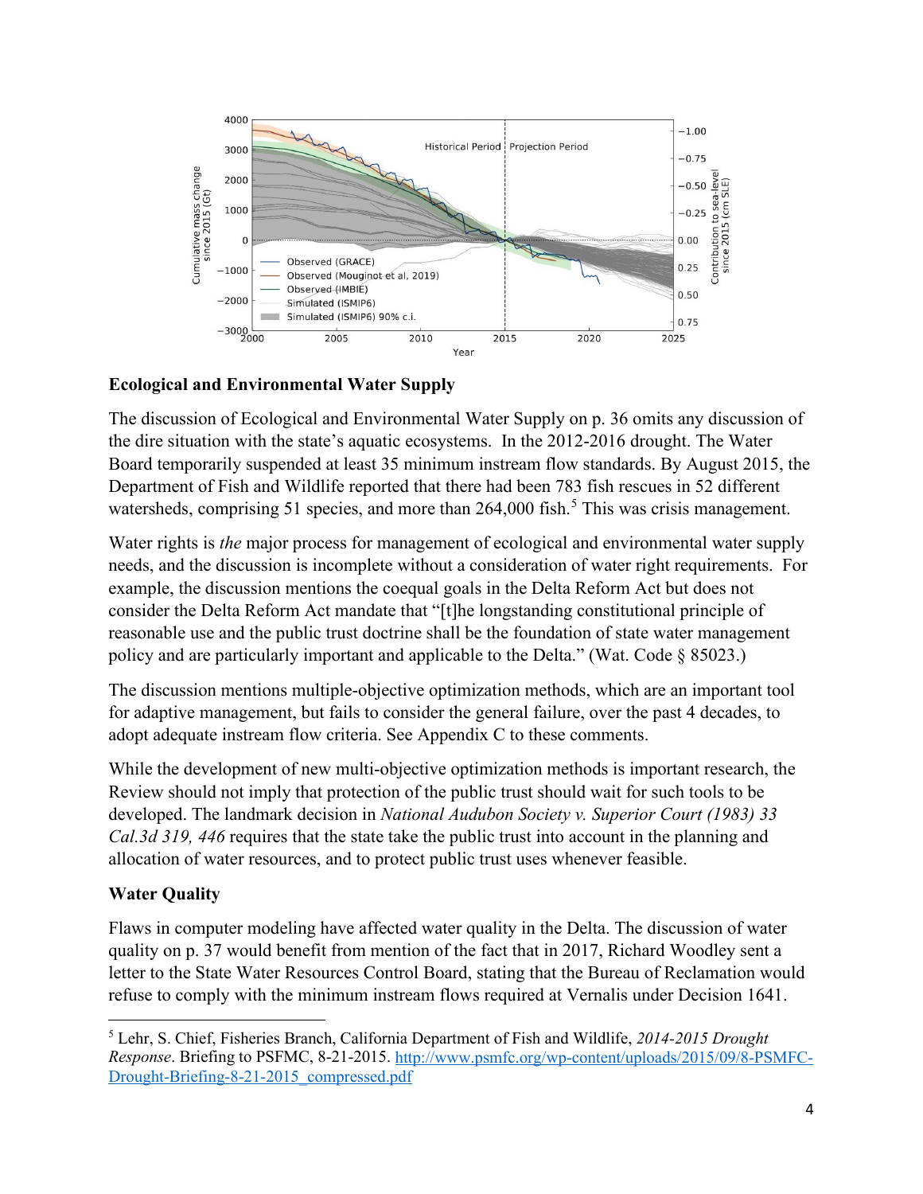## Ecological and Environmental Water Supply

The discussion of Ecological and Environmental Water Supply on p. 36 omits any discussion of the dire situation with the state's aquatic ecosystems. In the 2012-2016 drought. The Water Board temporarily suspended at least 35 minimum instream flow standards. By August 2015, the Department of Fish and Wildlife reported that there had been 783 fish rescues in 52 different watersheds, comprising 51 species, and more than 264,000 fish.[5] This was crisis management.

Water rights is *the* major process for management of ecological and environmental water supply needs, and the discussion is incomplete without a consideration of water right requirements. For example, the discussion mentions the coequal goals in the Delta Reform Act but does not consider the Delta Reform Act mandate that "[t]he longstanding constitutional principle of reasonable use and the public trust doctrine shall be the foundation of state water management policy and are particularly important and applicable to the Delta." (Wat. Code § 85023.)

The discussion mentions multiple-objective optimization methods, which are an important tool for adaptive management, but fails to consider the general failure, over the past 4 decades, to adopt adequate instream flow criteria. See Appendix C to these comments.

While the development of new multi-objective optimization methods is important research, the Review should not imply that protection of the public trust should wait for such tools to be developed. The landmark decision in *National Audubon Society v. Superior Court (1983) 33 Cal.3d 319, 446* requires that the state take the public trust into account in the planning and allocation of water resources, and to protect public trust uses whenever feasible.

## Water Quality

Flaws in computer modeling have affected water quality in the Delta. The discussion of water quality on p. 37 would benefit from mention of the fact that in 2017, Richard Woodley sent a letter to the State Water Resources Control Board, stating that the Bureau of Reclamation would refuse to comply with the minimum instream flows required at Vernalis under Decision 1641.

---

[5] Lehr, S. Chief, Fisheries Branch, California Department of Fish and Wildlife, *2014-2015 Drought Response*. Briefing to PSFMC, 8-21-2015. http://www.psmfc.org/wp-content/uploads/2015/09/8-PSMFC-Drought-Briefing-8-21-2015_compressed.pdf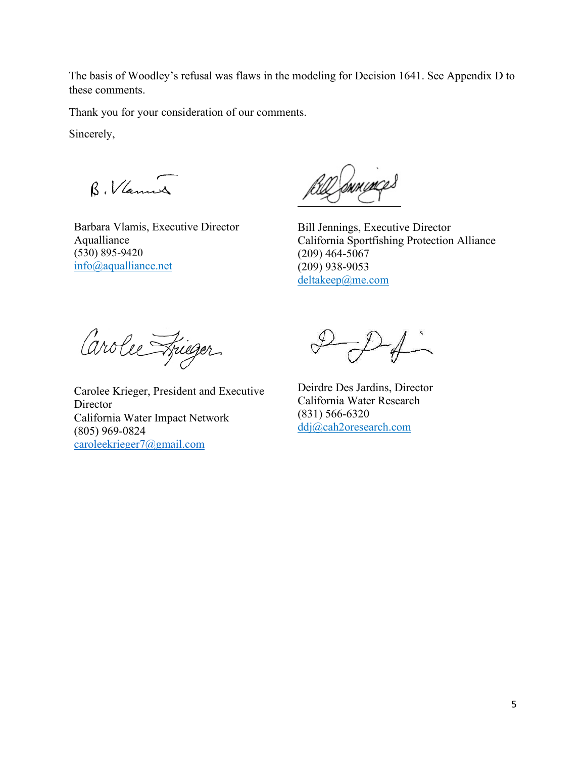The basis of Woodley's refusal was flaws in the modeling for Decision 1641. See Appendix D to these comments.

Thank you for your consideration of our comments.

Sincerely,

Barbara Vlamis, Executive Director
Aqualliance
(530) 895-9420
info@aqualliance.net

Bill Jennings, Executive Director
California Sportfishing Protection Alliance
(209) 464-5067
(209) 938-9053
deltakeep@me.com

Carolee Krieger, President and Executive Director
California Water Impact Network
(805) 969-0824
caroleekrieger7@gmail.com

Deirdre Des Jardins, Director
California Water Research
(831) 566-6320
ddj@cah2oresearch.com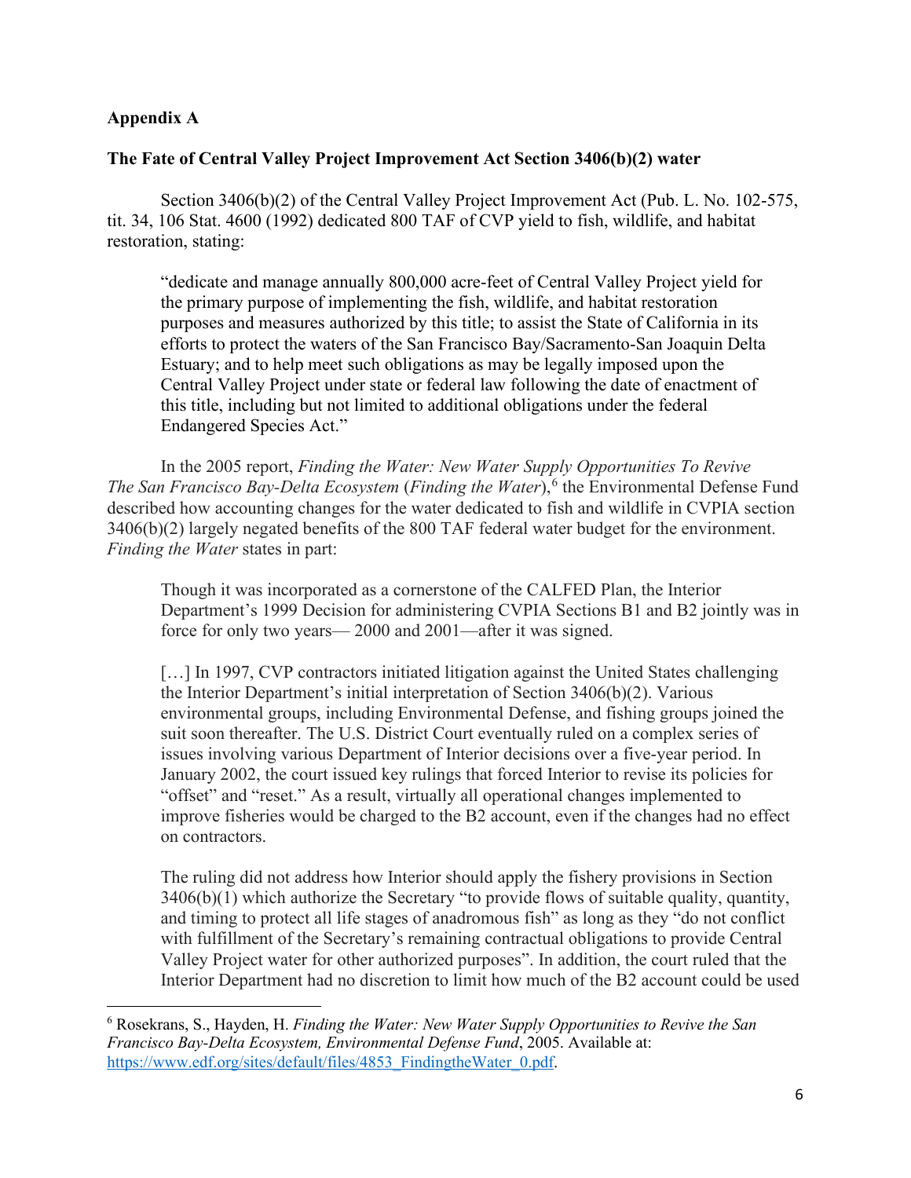**Appendix A**

**The Fate of Central Valley Project Improvement Act Section 3406(b)(2) water**

Section 3406(b)(2) of the Central Valley Project Improvement Act (Pub. L. No. 102-575, tit. 34, 106 Stat. 4600 (1992) dedicated 800 TAF of CVP yield to fish, wildlife, and habitat restoration, stating:

> "dedicate and manage annually 800,000 acre-feet of Central Valley Project yield for the primary purpose of implementing the fish, wildlife, and habitat restoration purposes and measures authorized by this title; to assist the State of California in its efforts to protect the waters of the San Francisco Bay/Sacramento-San Joaquin Delta Estuary; and to help meet such obligations as may be legally imposed upon the Central Valley Project under state or federal law following the date of enactment of this title, including but not limited to additional obligations under the federal Endangered Species Act."

In the 2005 report, *Finding the Water: New Water Supply Opportunities To Revive The San Francisco Bay-Delta Ecosystem* (*Finding the Water*),[6] the Environmental Defense Fund described how accounting changes for the water dedicated to fish and wildlife in CVPIA section 3406(b)(2) largely negated benefits of the 800 TAF federal water budget for the environment. *Finding the Water* states in part:

> Though it was incorporated as a cornerstone of the CALFED Plan, the Interior Department's 1999 Decision for administering CVPIA Sections B1 and B2 jointly was in force for only two years— 2000 and 2001—after it was signed.
>
> […] In 1997, CVP contractors initiated litigation against the United States challenging the Interior Department's initial interpretation of Section 3406(b)(2). Various environmental groups, including Environmental Defense, and fishing groups joined the suit soon thereafter. The U.S. District Court eventually ruled on a complex series of issues involving various Department of Interior decisions over a five-year period. In January 2002, the court issued key rulings that forced Interior to revise its policies for "offset" and "reset." As a result, virtually all operational changes implemented to improve fisheries would be charged to the B2 account, even if the changes had no effect on contractors.
>
> The ruling did not address how Interior should apply the fishery provisions in Section 3406(b)(1) which authorize the Secretary "to provide flows of suitable quality, quantity, and timing to protect all life stages of anadromous fish" as long as they "do not conflict with fulfillment of the Secretary's remaining contractual obligations to provide Central Valley Project water for other authorized purposes". In addition, the court ruled that the Interior Department had no discretion to limit how much of the B2 account could be used

[6] Rosekrans, S., Hayden, H. *Finding the Water: New Water Supply Opportunities to Revive the San Francisco Bay-Delta Ecosystem, Environmental Defense Fund*, 2005. Available at: [https://www.edf.org/sites/default/files/4853_FindingtheWater_0.pdf](https://www.edf.org/sites/default/files/4853_FindingtheWater_0.pdf).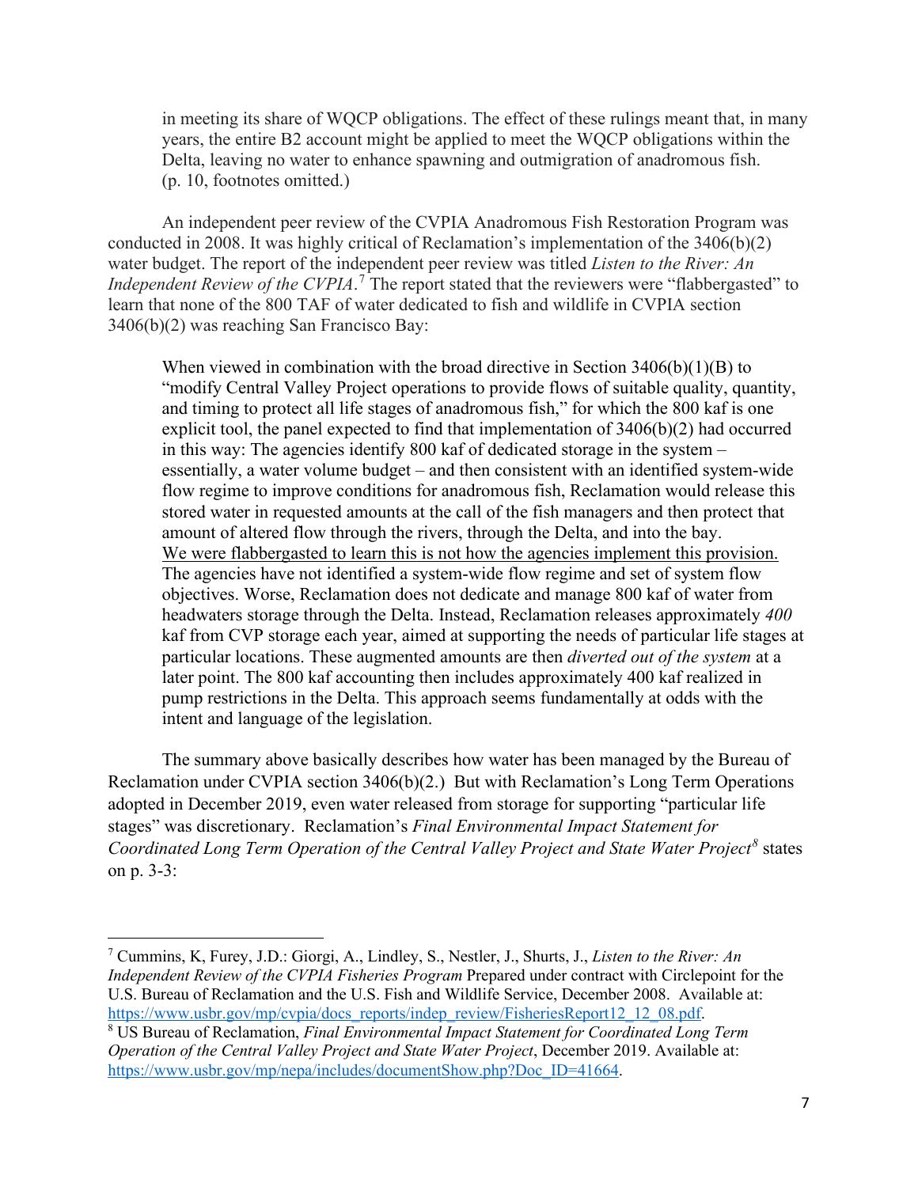> in meeting its share of WQCP obligations. The effect of these rulings meant that, in many years, the entire B2 account might be applied to meet the WQCP obligations within the Delta, leaving no water to enhance spawning and outmigration of anadromous fish. (p. 10, footnotes omitted.)

An independent peer review of the CVPIA Anadromous Fish Restoration Program was conducted in 2008. It was highly critical of Reclamation's implementation of the 3406(b)(2) water budget. The report of the independent peer review was titled *Listen to the River: An Independent Review of the CVPIA*.[7] The report stated that the reviewers were "flabbergasted" to learn that none of the 800 TAF of water dedicated to fish and wildlife in CVPIA section 3406(b)(2) was reaching San Francisco Bay:

> When viewed in combination with the broad directive in Section 3406(b)(1)(B) to "modify Central Valley Project operations to provide flows of suitable quality, quantity, and timing to protect all life stages of anadromous fish," for which the 800 kaf is one explicit tool, the panel expected to find that implementation of 3406(b)(2) had occurred in this way: The agencies identify 800 kaf of dedicated storage in the system – essentially, a water volume budget – and then consistent with an identified system-wide flow regime to improve conditions for anadromous fish, Reclamation would release this stored water in requested amounts at the call of the fish managers and then protect that amount of altered flow through the rivers, through the Delta, and into the bay. <u>We were flabbergasted to learn this is not how the agencies implement this provision.</u> The agencies have not identified a system-wide flow regime and set of system flow objectives. Worse, Reclamation does not dedicate and manage 800 kaf of water from headwaters storage through the Delta. Instead, Reclamation releases approximately *400* kaf from CVP storage each year, aimed at supporting the needs of particular life stages at particular locations. These augmented amounts are then *diverted out of the system* at a later point. The 800 kaf accounting then includes approximately 400 kaf realized in pump restrictions in the Delta. This approach seems fundamentally at odds with the intent and language of the legislation.

The summary above basically describes how water has been managed by the Bureau of Reclamation under CVPIA section 3406(b)(2.) But with Reclamation's Long Term Operations adopted in December 2019, even water released from storage for supporting "particular life stages" was discretionary. Reclamation's *Final Environmental Impact Statement for Coordinated Long Term Operation of the Central Valley Project and State Water Project*[8] states on p. 3-3:

---

[7] Cummins, K, Furey, J.D.: Giorgi, A., Lindley, S., Nestler, J., Shurts, J., *Listen to the River: An Independent Review of the CVPIA Fisheries Program* Prepared under contract with Circlepoint for the U.S. Bureau of Reclamation and the U.S. Fish and Wildlife Service, December 2008. Available at: https://www.usbr.gov/mp/cvpia/docs_reports/indep_review/FisheriesReport12_12_08.pdf.

[8] US Bureau of Reclamation, *Final Environmental Impact Statement for Coordinated Long Term Operation of the Central Valley Project and State Water Project*, December 2019. Available at: https://www.usbr.gov/mp/nepa/includes/documentShow.php?Doc_ID=41664.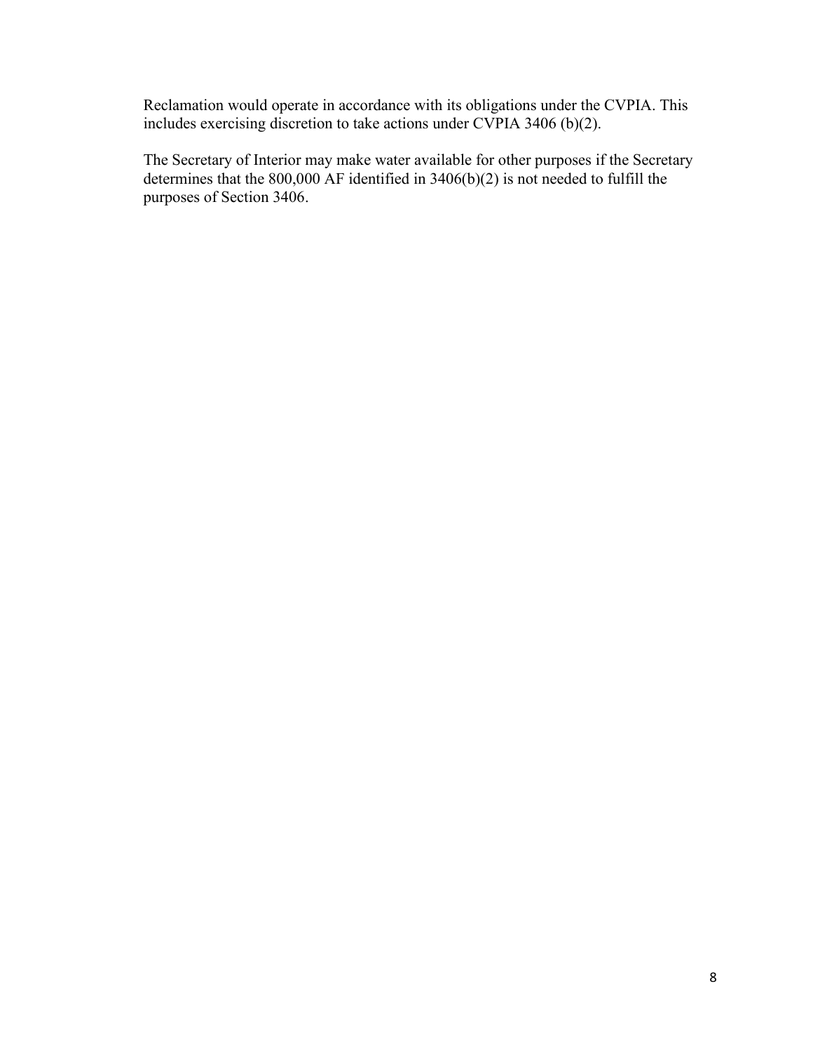Reclamation would operate in accordance with its obligations under the CVPIA. This includes exercising discretion to take actions under CVPIA 3406 (b)(2).

The Secretary of Interior may make water available for other purposes if the Secretary determines that the 800,000 AF identified in 3406(b)(2) is not needed to fulfill the purposes of Section 3406.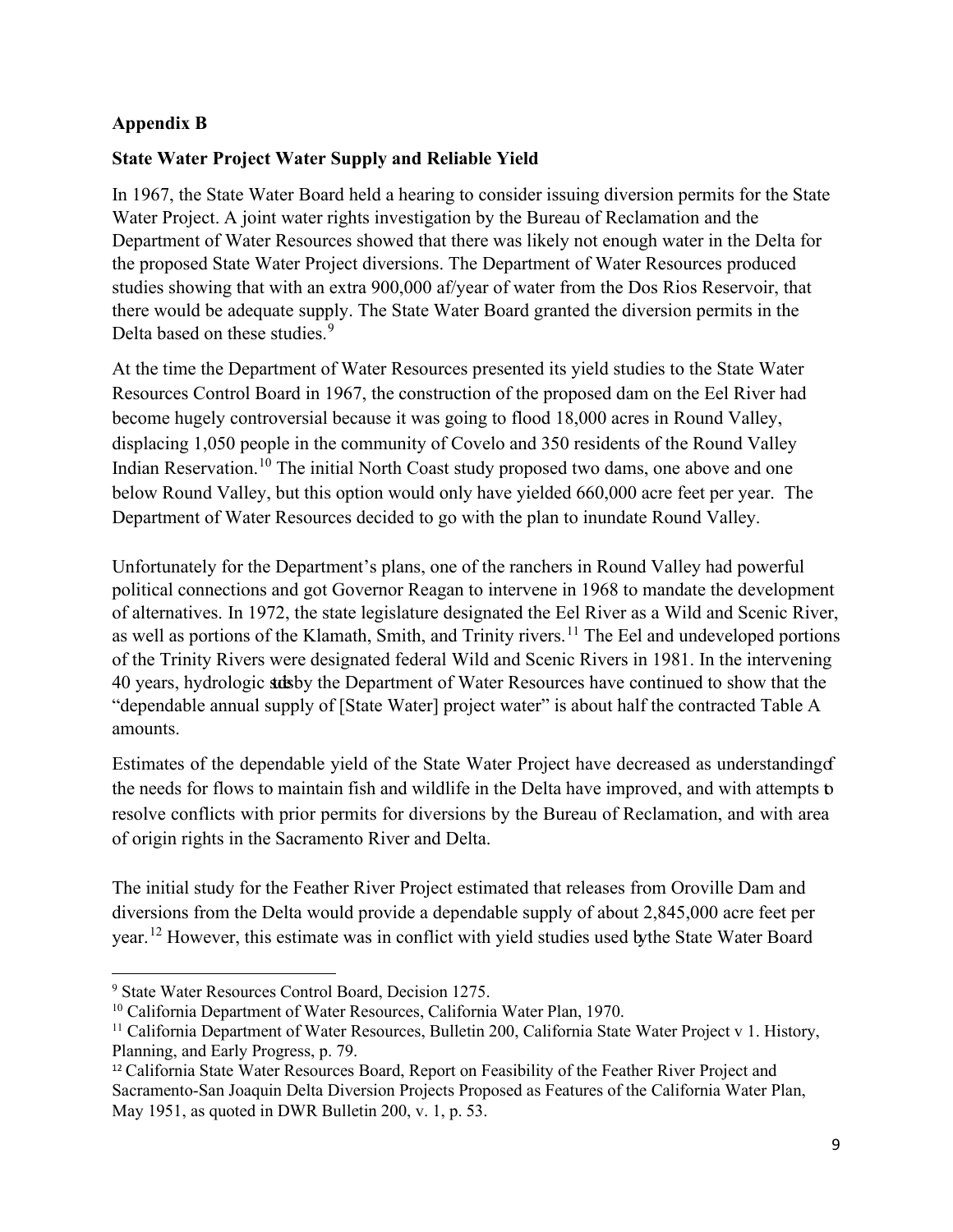**Appendix B**

**State Water Project Water Supply and Reliable Yield**

In 1967, the State Water Board held a hearing to consider issuing diversion permits for the State Water Project. A joint water rights investigation by the Bureau of Reclamation and the Department of Water Resources showed that there was likely not enough water in the Delta for the proposed State Water Project diversions. The Department of Water Resources produced studies showing that with an extra 900,000 af/year of water from the Dos Rios Reservoir, that there would be adequate supply. The State Water Board granted the diversion permits in the Delta based on these studies.[9]

At the time the Department of Water Resources presented its yield studies to the State Water Resources Control Board in 1967, the construction of the proposed dam on the Eel River had become hugely controversial because it was going to flood 18,000 acres in Round Valley, displacing 1,050 people in the community of Covelo and 350 residents of the Round Valley Indian Reservation.[10] The initial North Coast study proposed two dams, one above and one below Round Valley, but this option would only have yielded 660,000 acre feet per year. The Department of Water Resources decided to go with the plan to inundate Round Valley.

Unfortunately for the Department's plans, one of the ranchers in Round Valley had powerful political connections and got Governor Reagan to intervene in 1968 to mandate the development of alternatives. In 1972, the state legislature designated the Eel River as a Wild and Scenic River, as well as portions of the Klamath, Smith, and Trinity rivers.[11] The Eel and undeveloped portions of the Trinity Rivers were designated federal Wild and Scenic Rivers in 1981. In the intervening 40 years, hydrologic studies by the Department of Water Resources have continued to show that the "dependable annual supply of [State Water] project water" is about half the contracted Table A amounts.

Estimates of the dependable yield of the State Water Project have decreased as understanding of the needs for flows to maintain fish and wildlife in the Delta have improved, and with attempts to resolve conflicts with prior permits for diversions by the Bureau of Reclamation, and with area of origin rights in the Sacramento River and Delta.

The initial study for the Feather River Project estimated that releases from Oroville Dam and diversions from the Delta would provide a dependable supply of about 2,845,000 acre feet per year.[12] However, this estimate was in conflict with yield studies used by the State Water Board

---

[9] State Water Resources Control Board, Decision 1275.

[10] California Department of Water Resources, California Water Plan, 1970.

[11] California Department of Water Resources, Bulletin 200, California State Water Project v 1. History, Planning, and Early Progress, p. 79.

[12] California State Water Resources Board, Report on Feasibility of the Feather River Project and Sacramento-San Joaquin Delta Diversion Projects Proposed as Features of the California Water Plan, May 1951, as quoted in DWR Bulletin 200, v. 1, p. 53.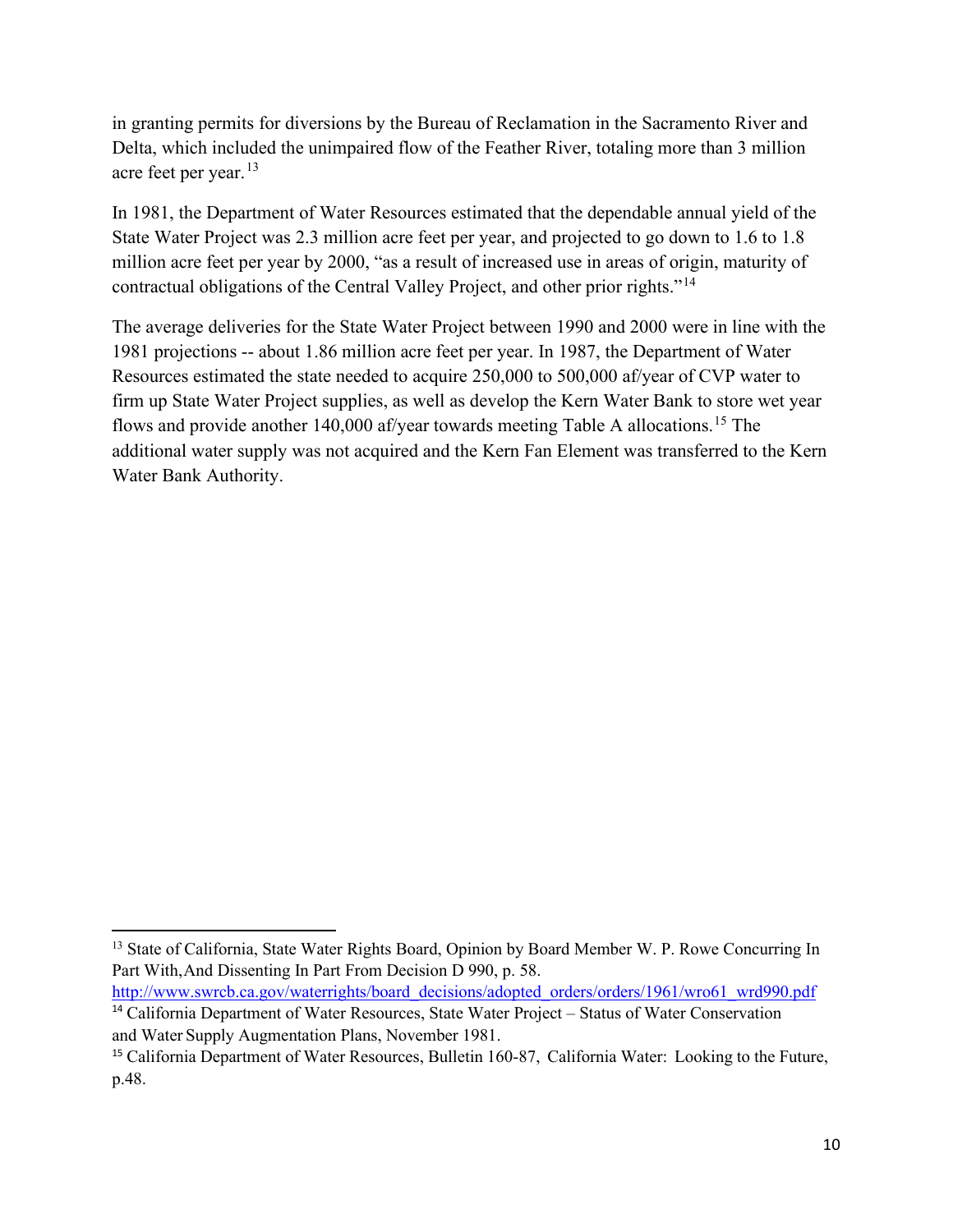in granting permits for diversions by the Bureau of Reclamation in the Sacramento River and Delta, which included the unimpaired flow of the Feather River, totaling more than 3 million acre feet per year.[13]

In 1981, the Department of Water Resources estimated that the dependable annual yield of the State Water Project was 2.3 million acre feet per year, and projected to go down to 1.6 to 1.8 million acre feet per year by 2000, "as a result of increased use in areas of origin, maturity of contractual obligations of the Central Valley Project, and other prior rights."[14]

The average deliveries for the State Water Project between 1990 and 2000 were in line with the 1981 projections -- about 1.86 million acre feet per year. In 1987, the Department of Water Resources estimated the state needed to acquire 250,000 to 500,000 af/year of CVP water to firm up State Water Project supplies, as well as develop the Kern Water Bank to store wet year flows and provide another 140,000 af/year towards meeting Table A allocations.[15] The additional water supply was not acquired and the Kern Fan Element was transferred to the Kern Water Bank Authority.

---

[13] State of California, State Water Rights Board, Opinion by Board Member W. P. Rowe Concurring In Part With, And Dissenting In Part From Decision D 990, p. 58. http://www.swrcb.ca.gov/waterrights/board_decisions/adopted_orders/orders/1961/wro61_wrd990.pdf

[14] California Department of Water Resources, State Water Project – Status of Water Conservation and Water Supply Augmentation Plans, November 1981.

[15] California Department of Water Resources, Bulletin 160-87, California Water: Looking to the Future, p.48.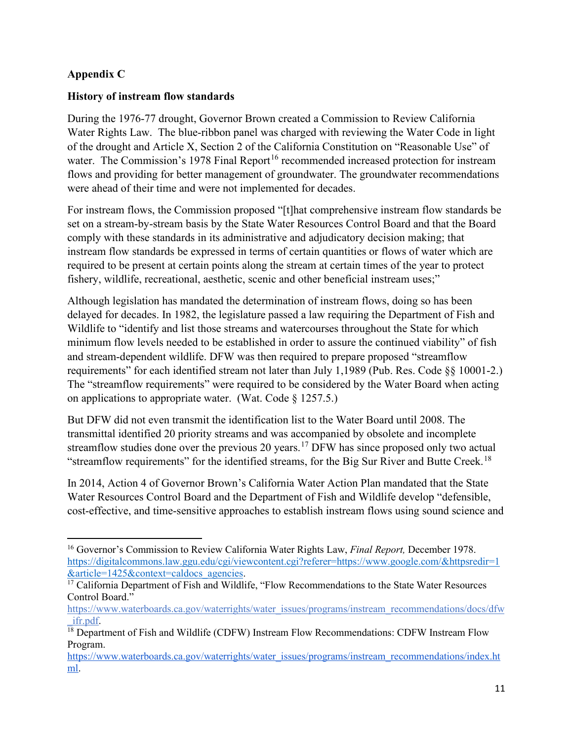**Appendix C**

**History of instream flow standards**

During the 1976-77 drought, Governor Brown created a Commission to Review California Water Rights Law. The blue-ribbon panel was charged with reviewing the Water Code in light of the drought and Article X, Section 2 of the California Constitution on "Reasonable Use" of water. The Commission's 1978 Final Report[16] recommended increased protection for instream flows and providing for better management of groundwater. The groundwater recommendations were ahead of their time and were not implemented for decades.

For instream flows, the Commission proposed "[t]hat comprehensive instream flow standards be set on a stream-by-stream basis by the State Water Resources Control Board and that the Board comply with these standards in its administrative and adjudicatory decision making; that instream flow standards be expressed in terms of certain quantities or flows of water which are required to be present at certain points along the stream at certain times of the year to protect fishery, wildlife, recreational, aesthetic, scenic and other beneficial instream uses;"

Although legislation has mandated the determination of instream flows, doing so has been delayed for decades. In 1982, the legislature passed a law requiring the Department of Fish and Wildlife to "identify and list those streams and watercourses throughout the State for which minimum flow levels needed to be established in order to assure the continued viability" of fish and stream-dependent wildlife. DFW was then required to prepare proposed "streamflow requirements" for each identified stream not later than July 1,1989 (Pub. Res. Code §§ 10001-2.) The "streamflow requirements" were required to be considered by the Water Board when acting on applications to appropriate water. (Wat. Code § 1257.5.)

But DFW did not even transmit the identification list to the Water Board until 2008. The transmittal identified 20 priority streams and was accompanied by obsolete and incomplete streamflow studies done over the previous 20 years.[17] DFW has since proposed only two actual "streamflow requirements" for the identified streams, for the Big Sur River and Butte Creek.[18]

In 2014, Action 4 of Governor Brown's California Water Action Plan mandated that the State Water Resources Control Board and the Department of Fish and Wildlife develop "defensible, cost-effective, and time-sensitive approaches to establish instream flows using sound science and

---

[16] Governor's Commission to Review California Water Rights Law, *Final Report,* December 1978. https://digitalcommons.law.ggu.edu/cgi/viewcontent.cgi?referer=https://www.google.com/&httpsredir=1&article=1425&context=caldocs_agencies.

[17] California Department of Fish and Wildlife, "Flow Recommendations to the State Water Resources Control Board." https://www.waterboards.ca.gov/waterrights/water_issues/programs/instream_recommendations/docs/dfw_ifr.pdf.

[18] Department of Fish and Wildlife (CDFW) Instream Flow Recommendations: CDFW Instream Flow Program. https://www.waterboards.ca.gov/waterrights/water_issues/programs/instream_recommendations/index.html.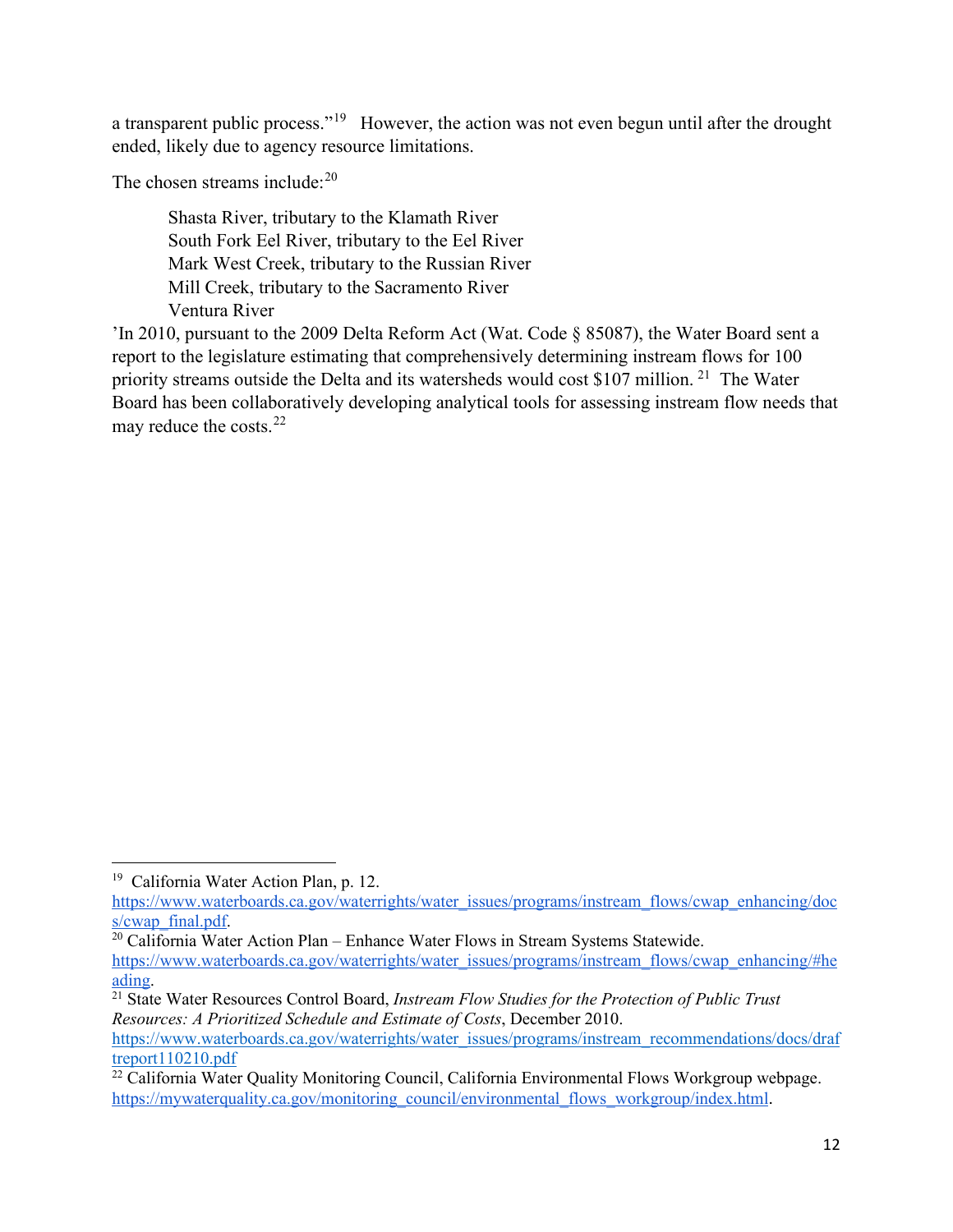a transparent public process."[19] However, the action was not even begun until after the drought ended, likely due to agency resource limitations.

The chosen streams include:[20]

> Shasta River, tributary to the Klamath River
> South Fork Eel River, tributary to the Eel River
> Mark West Creek, tributary to the Russian River
> Mill Creek, tributary to the Sacramento River
> Ventura River

'In 2010, pursuant to the 2009 Delta Reform Act (Wat. Code § 85087), the Water Board sent a report to the legislature estimating that comprehensively determining instream flows for 100 priority streams outside the Delta and its watersheds would cost $107 million.[21] The Water Board has been collaboratively developing analytical tools for assessing instream flow needs that may reduce the costs.[22]

---

[19] California Water Action Plan, p. 12. https://www.waterboards.ca.gov/waterrights/water_issues/programs/instream_flows/cwap_enhancing/docs/cwap_final.pdf.

[20] California Water Action Plan – Enhance Water Flows in Stream Systems Statewide. https://www.waterboards.ca.gov/waterrights/water_issues/programs/instream_flows/cwap_enhancing/#heading.

[21] State Water Resources Control Board, *Instream Flow Studies for the Protection of Public Trust Resources: A Prioritized Schedule and Estimate of Costs*, December 2010. https://www.waterboards.ca.gov/waterrights/water_issues/programs/instream_recommendations/docs/draftreport110210.pdf

[22] California Water Quality Monitoring Council, California Environmental Flows Workgroup webpage. https://mywaterquality.ca.gov/monitoring_council/environmental_flows_workgroup/index.html.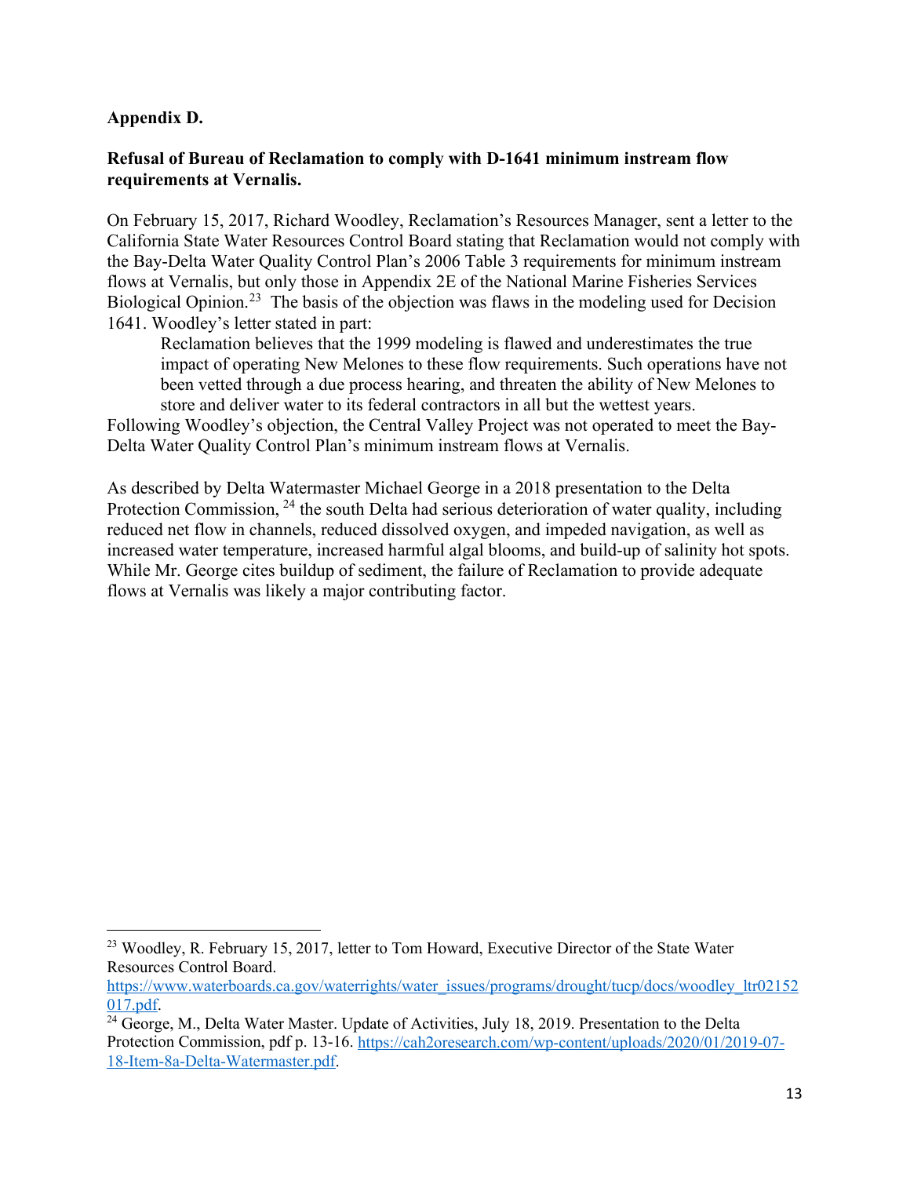**Appendix D.**

**Refusal of Bureau of Reclamation to comply with D-1641 minimum instream flow requirements at Vernalis.**

On February 15, 2017, Richard Woodley, Reclamation's Resources Manager, sent a letter to the California State Water Resources Control Board stating that Reclamation would not comply with the Bay-Delta Water Quality Control Plan's 2006 Table 3 requirements for minimum instream flows at Vernalis, but only those in Appendix 2E of the National Marine Fisheries Services Biological Opinion.[23] The basis of the objection was flaws in the modeling used for Decision 1641. Woodley's letter stated in part:

> Reclamation believes that the 1999 modeling is flawed and underestimates the true impact of operating New Melones to these flow requirements. Such operations have not been vetted through a due process hearing, and threaten the ability of New Melones to store and deliver water to its federal contractors in all but the wettest years.

Following Woodley's objection, the Central Valley Project was not operated to meet the Bay-Delta Water Quality Control Plan's minimum instream flows at Vernalis.

As described by Delta Watermaster Michael George in a 2018 presentation to the Delta Protection Commission, [24] the south Delta had serious deterioration of water quality, including reduced net flow in channels, reduced dissolved oxygen, and impeded navigation, as well as increased water temperature, increased harmful algal blooms, and build-up of salinity hot spots. While Mr. George cites buildup of sediment, the failure of Reclamation to provide adequate flows at Vernalis was likely a major contributing factor.

---

[23] Woodley, R. February 15, 2017, letter to Tom Howard, Executive Director of the State Water Resources Control Board. https://www.waterboards.ca.gov/waterrights/water_issues/programs/drought/tucp/docs/woodley_ltr02152017.pdf.

[24] George, M., Delta Water Master. Update of Activities, July 18, 2019. Presentation to the Delta Protection Commission, pdf p. 13-16. https://cah2oresearch.com/wp-content/uploads/2020/01/2019-07-18-Item-8a-Delta-Watermaster.pdf.